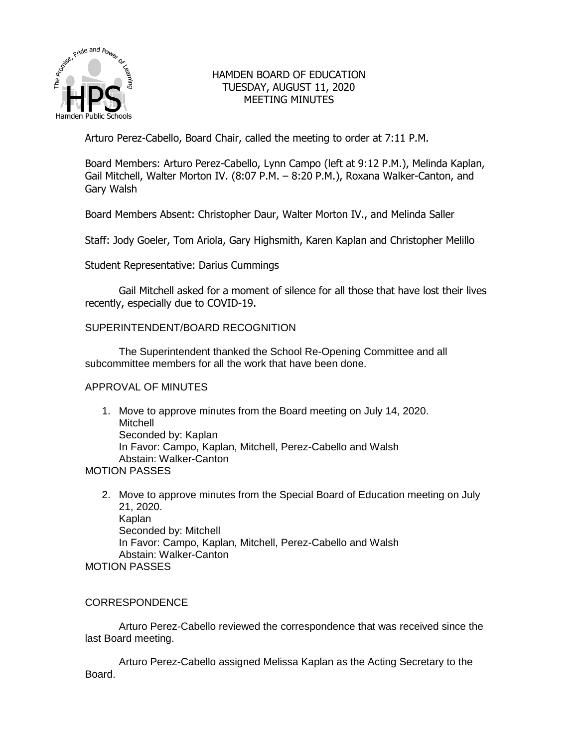# HAMDEN BOARD OF EDUCATION
## TUESDAY, AUGUST 11, 2020
## MEETING MINUTES

Arturo Perez-Cabello, Board Chair, called the meeting to order at 7:11 P.M.

Board Members: Arturo Perez-Cabello, Lynn Campo (left at 9:12 P.M.), Melinda Kaplan, Gail Mitchell, Walter Morton IV. (8:07 P.M. – 8:20 P.M.), Roxana Walker-Canton, and Gary Walsh

Board Members Absent: Christopher Daur, Walter Morton IV., and Melinda Saller

Staff: Jody Goeler, Tom Ariola, Gary Highsmith, Karen Kaplan and Christopher Melillo

Student Representative: Darius Cummings

Gail Mitchell asked for a moment of silence for all those that have lost their lives recently, especially due to COVID-19.

SUPERINTENDENT/BOARD RECOGNITION

The Superintendent thanked the School Re-Opening Committee and all subcommittee members for all the work that have been done.

APPROVAL OF MINUTES

1. Move to approve minutes from the Board meeting on July 14, 2020.
   Mitchell
   Seconded by: Kaplan
   In Favor: Campo, Kaplan, Mitchell, Perez-Cabello and Walsh
   Abstain: Walker-Canton

MOTION PASSES

2. Move to approve minutes from the Special Board of Education meeting on July 21, 2020.
   Kaplan
   Seconded by: Mitchell
   In Favor: Campo, Kaplan, Mitchell, Perez-Cabello and Walsh
   Abstain: Walker-Canton

MOTION PASSES

CORRESPONDENCE

Arturo Perez-Cabello reviewed the correspondence that was received since the last Board meeting.

Arturo Perez-Cabello assigned Melissa Kaplan as the Acting Secretary to the Board.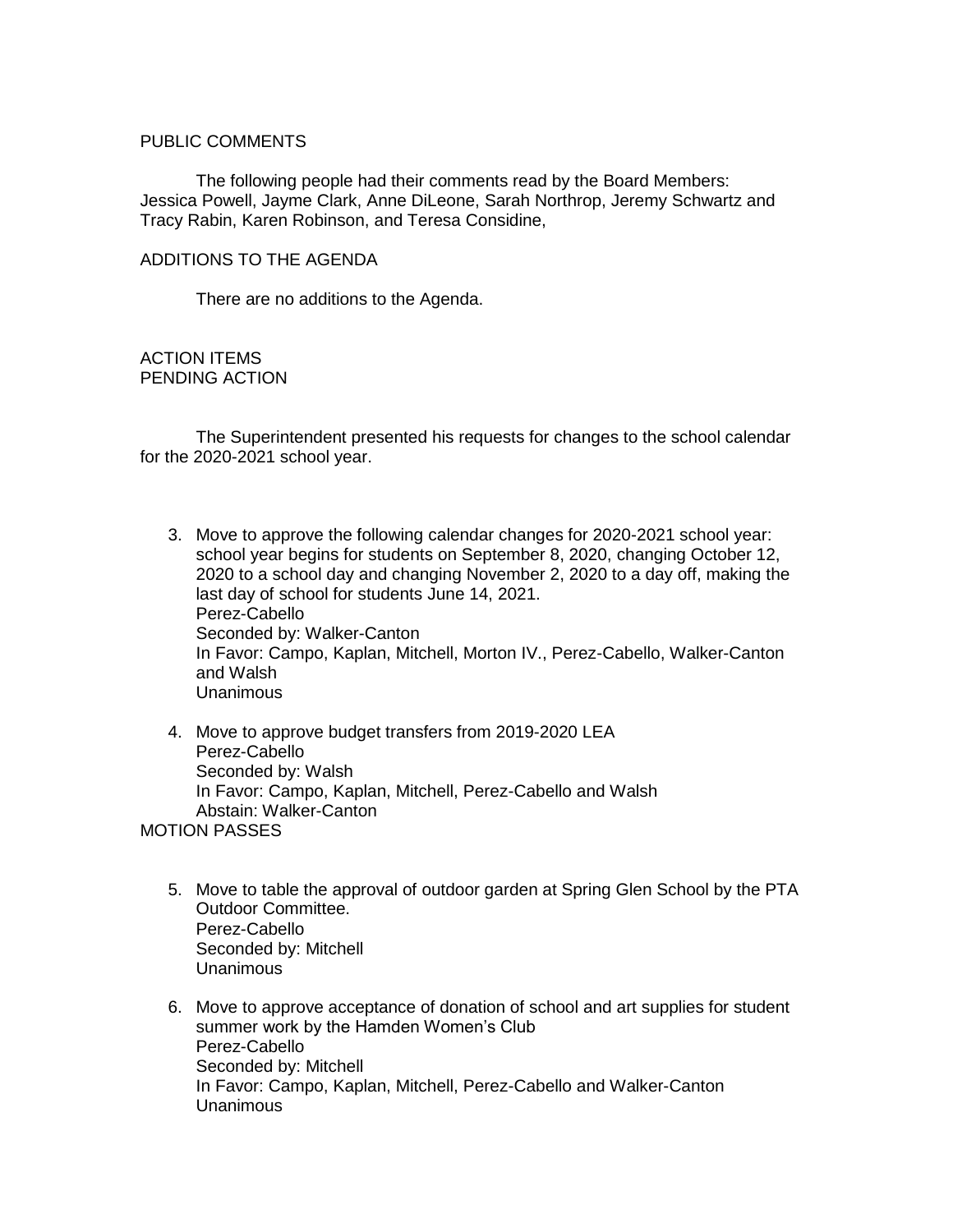PUBLIC COMMENTS

The following people had their comments read by the Board Members: Jessica Powell, Jayme Clark, Anne DiLeone, Sarah Northrop, Jeremy Schwartz and Tracy Rabin, Karen Robinson, and Teresa Considine,

ADDITIONS TO THE AGENDA

There are no additions to the Agenda.

ACTION ITEMS
PENDING ACTION

The Superintendent presented his requests for changes to the school calendar for the 2020-2021 school year.

3. Move to approve the following calendar changes for 2020-2021 school year: school year begins for students on September 8, 2020, changing October 12, 2020 to a school day and changing November 2, 2020 to a day off, making the last day of school for students June 14, 2021.
   Perez-Cabello
   Seconded by: Walker-Canton
   In Favor: Campo, Kaplan, Mitchell, Morton IV., Perez-Cabello, Walker-Canton and Walsh
   Unanimous

4. Move to approve budget transfers from 2019-2020 LEA
   Perez-Cabello
   Seconded by: Walsh
   In Favor: Campo, Kaplan, Mitchell, Perez-Cabello and Walsh
   Abstain: Walker-Canton

MOTION PASSES

5. Move to table the approval of outdoor garden at Spring Glen School by the PTA Outdoor Committee.
   Perez-Cabello
   Seconded by: Mitchell
   Unanimous

6. Move to approve acceptance of donation of school and art supplies for student summer work by the Hamden Women's Club
   Perez-Cabello
   Seconded by: Mitchell
   In Favor: Campo, Kaplan, Mitchell, Perez-Cabello and Walker-Canton
   Unanimous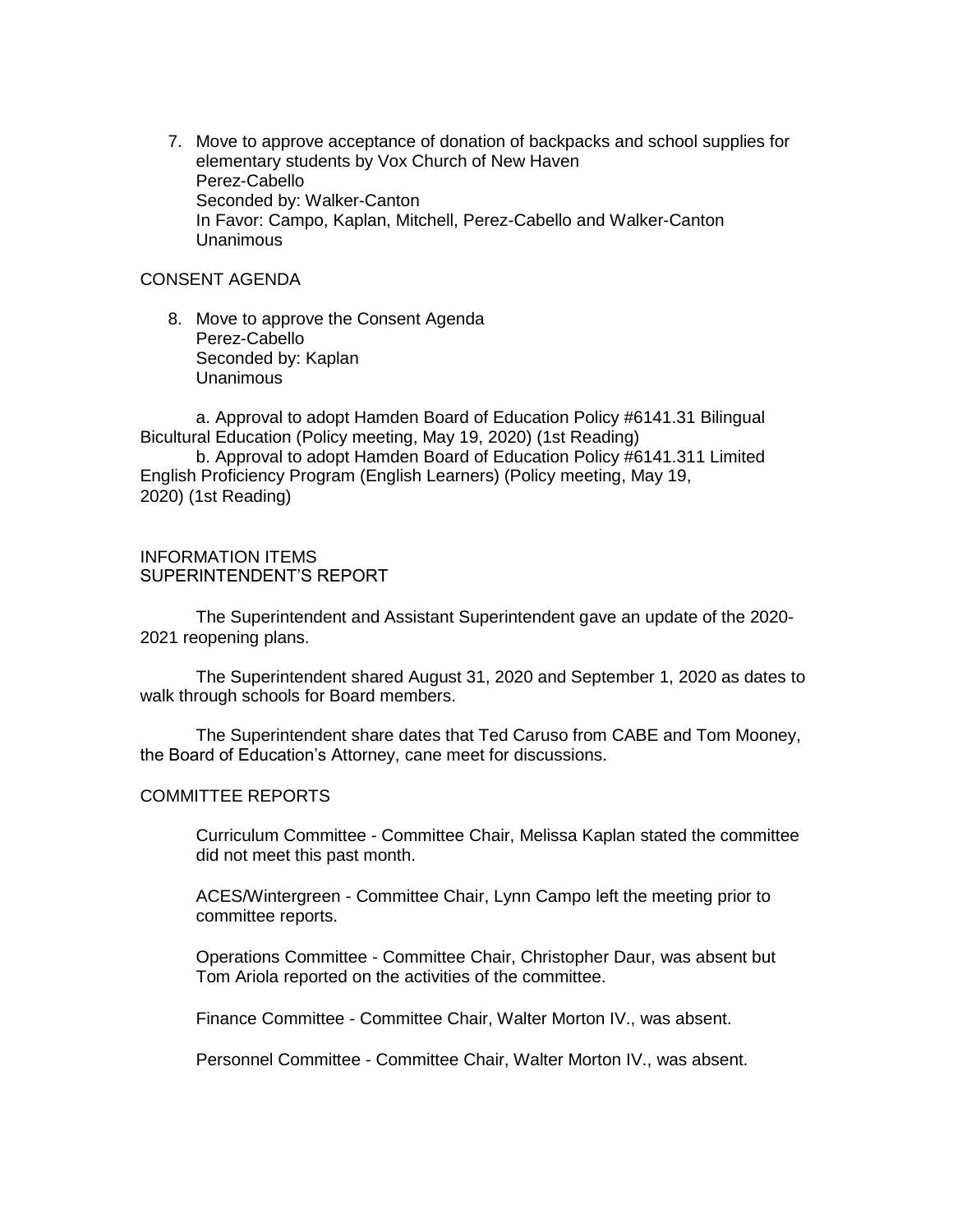7. Move to approve acceptance of donation of backpacks and school supplies for elementary students by Vox Church of New Haven
   Perez-Cabello
   Seconded by: Walker-Canton
   In Favor: Campo, Kaplan, Mitchell, Perez-Cabello and Walker-Canton
   Unanimous

CONSENT AGENDA

8. Move to approve the Consent Agenda
   Perez-Cabello
   Seconded by: Kaplan
   Unanimous

a. Approval to adopt Hamden Board of Education Policy #6141.31 Bilingual Bicultural Education (Policy meeting, May 19, 2020) (1st Reading)

b. Approval to adopt Hamden Board of Education Policy #6141.311 Limited English Proficiency Program (English Learners) (Policy meeting, May 19, 2020) (1st Reading)

INFORMATION ITEMS
SUPERINTENDENT'S REPORT

The Superintendent and Assistant Superintendent gave an update of the 2020-2021 reopening plans.

The Superintendent shared August 31, 2020 and September 1, 2020 as dates to walk through schools for Board members.

The Superintendent share dates that Ted Caruso from CABE and Tom Mooney, the Board of Education's Attorney, cane meet for discussions.

COMMITTEE REPORTS

Curriculum Committee - Committee Chair, Melissa Kaplan stated the committee did not meet this past month.

ACES/Wintergreen - Committee Chair, Lynn Campo left the meeting prior to committee reports.

Operations Committee - Committee Chair, Christopher Daur, was absent but Tom Ariola reported on the activities of the committee.

Finance Committee - Committee Chair, Walter Morton IV., was absent.

Personnel Committee - Committee Chair, Walter Morton IV., was absent.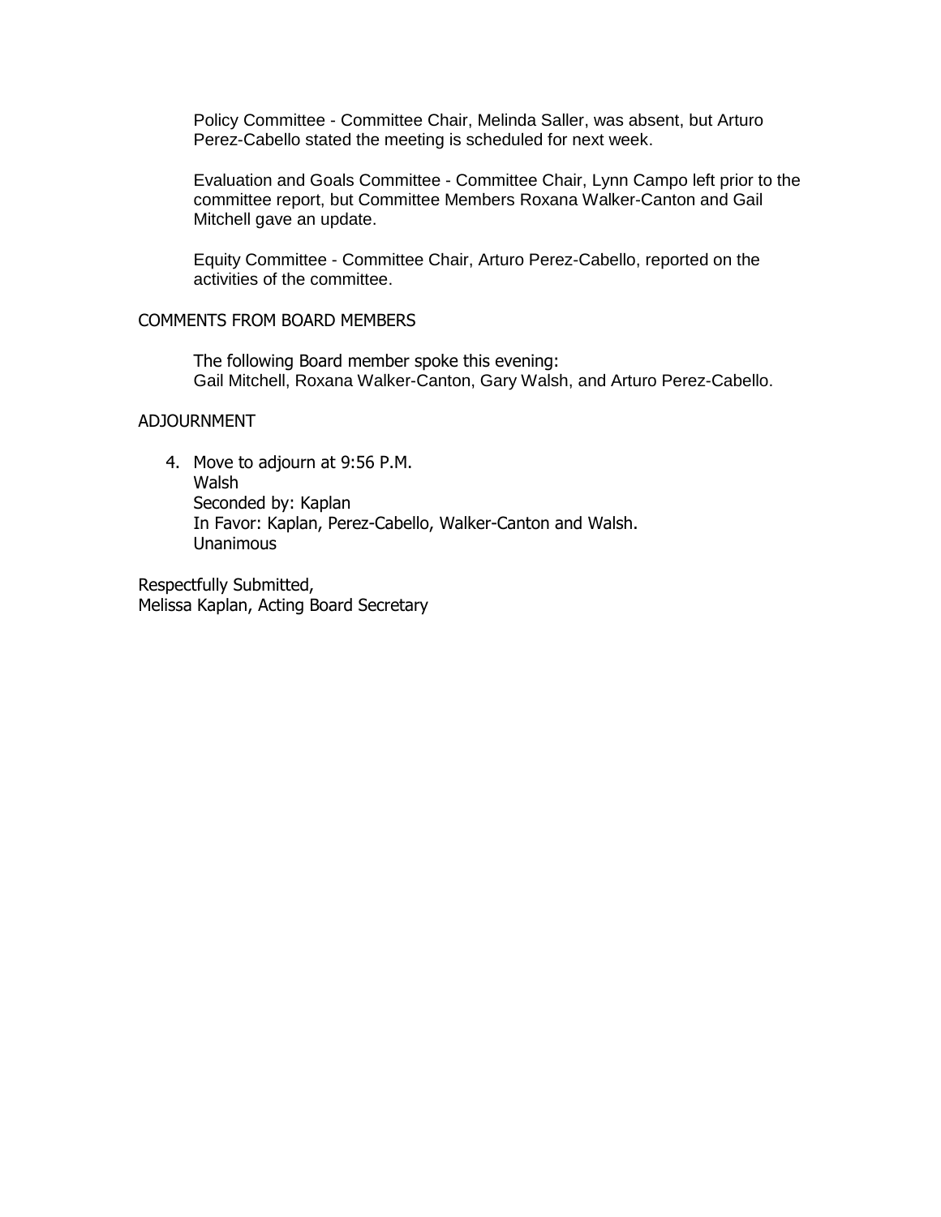Policy Committee - Committee Chair, Melinda Saller, was absent, but Arturo Perez-Cabello stated the meeting is scheduled for next week.

Evaluation and Goals Committee - Committee Chair, Lynn Campo left prior to the committee report, but Committee Members Roxana Walker-Canton and Gail Mitchell gave an update.

Equity Committee - Committee Chair, Arturo Perez-Cabello, reported on the activities of the committee.

## COMMENTS FROM BOARD MEMBERS

The following Board member spoke this evening:
Gail Mitchell, Roxana Walker-Canton, Gary Walsh, and Arturo Perez-Cabello.

## ADJOURNMENT

4. Move to adjourn at 9:56 P.M.
   Walsh
   Seconded by: Kaplan
   In Favor: Kaplan, Perez-Cabello, Walker-Canton and Walsh.
   Unanimous

Respectfully Submitted,
Melissa Kaplan, Acting Board Secretary